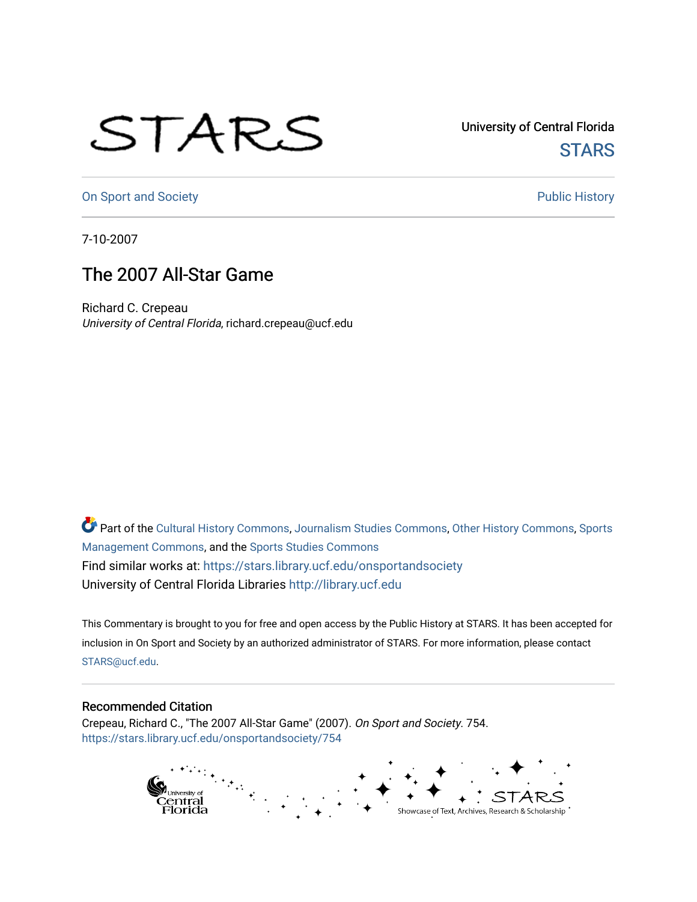STARS

University of Central Florida
STARS

On Sport and Society

Public History

7-10-2007

# The 2007 All-Star Game

Richard C. Crepeau
*University of Central Florida*, richard.crepeau@ucf.edu

Part of the Cultural History Commons, Journalism Studies Commons, Other History Commons, Sports Management Commons, and the Sports Studies Commons
Find similar works at: https://stars.library.ucf.edu/onsportandsociety
University of Central Florida Libraries http://library.ucf.edu

This Commentary is brought to you for free and open access by the Public History at STARS. It has been accepted for inclusion in On Sport and Society by an authorized administrator of STARS. For more information, please contact STARS@ucf.edu.

## Recommended Citation

Crepeau, Richard C., "The 2007 All-Star Game" (2007). *On Sport and Society*. 754.
https://stars.library.ucf.edu/onsportandsociety/754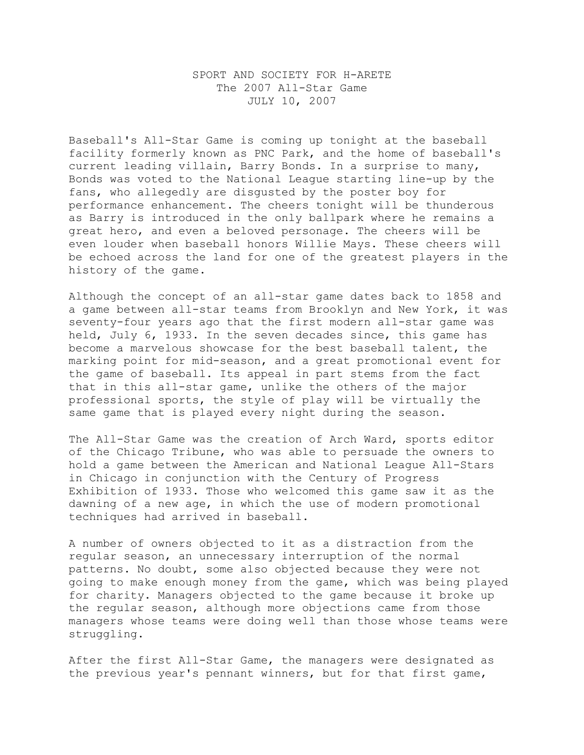SPORT AND SOCIETY FOR H-ARETE
The 2007 All-Star Game
JULY 10, 2007

Baseball's All-Star Game is coming up tonight at the baseball facility formerly known as PNC Park, and the home of baseball's current leading villain, Barry Bonds. In a surprise to many, Bonds was voted to the National League starting line-up by the fans, who allegedly are disgusted by the poster boy for performance enhancement. The cheers tonight will be thunderous as Barry is introduced in the only ballpark where he remains a great hero, and even a beloved personage. The cheers will be even louder when baseball honors Willie Mays. These cheers will be echoed across the land for one of the greatest players in the history of the game.

Although the concept of an all-star game dates back to 1858 and a game between all-star teams from Brooklyn and New York, it was seventy-four years ago that the first modern all-star game was held, July 6, 1933. In the seven decades since, this game has become a marvelous showcase for the best baseball talent, the marking point for mid-season, and a great promotional event for the game of baseball. Its appeal in part stems from the fact that in this all-star game, unlike the others of the major professional sports, the style of play will be virtually the same game that is played every night during the season.

The All-Star Game was the creation of Arch Ward, sports editor of the Chicago Tribune, who was able to persuade the owners to hold a game between the American and National League All-Stars in Chicago in conjunction with the Century of Progress Exhibition of 1933. Those who welcomed this game saw it as the dawning of a new age, in which the use of modern promotional techniques had arrived in baseball.

A number of owners objected to it as a distraction from the regular season, an unnecessary interruption of the normal patterns. No doubt, some also objected because they were not going to make enough money from the game, which was being played for charity. Managers objected to the game because it broke up the regular season, although more objections came from those managers whose teams were doing well than those whose teams were struggling.

After the first All-Star Game, the managers were designated as the previous year's pennant winners, but for that first game,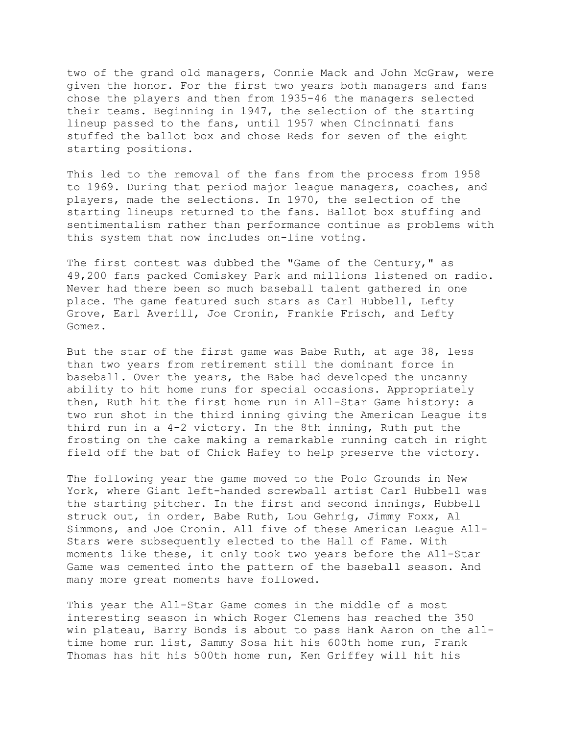two of the grand old managers, Connie Mack and John McGraw, were given the honor. For the first two years both managers and fans chose the players and then from 1935-46 the managers selected their teams. Beginning in 1947, the selection of the starting lineup passed to the fans, until 1957 when Cincinnati fans stuffed the ballot box and chose Reds for seven of the eight starting positions.

This led to the removal of the fans from the process from 1958 to 1969. During that period major league managers, coaches, and players, made the selections. In 1970, the selection of the starting lineups returned to the fans. Ballot box stuffing and sentimentalism rather than performance continue as problems with this system that now includes on-line voting.

The first contest was dubbed the "Game of the Century," as 49,200 fans packed Comiskey Park and millions listened on radio. Never had there been so much baseball talent gathered in one place. The game featured such stars as Carl Hubbell, Lefty Grove, Earl Averill, Joe Cronin, Frankie Frisch, and Lefty Gomez.

But the star of the first game was Babe Ruth, at age 38, less than two years from retirement still the dominant force in baseball. Over the years, the Babe had developed the uncanny ability to hit home runs for special occasions. Appropriately then, Ruth hit the first home run in All-Star Game history: a two run shot in the third inning giving the American League its third run in a 4-2 victory. In the 8th inning, Ruth put the frosting on the cake making a remarkable running catch in right field off the bat of Chick Hafey to help preserve the victory.

The following year the game moved to the Polo Grounds in New York, where Giant left-handed screwball artist Carl Hubbell was the starting pitcher. In the first and second innings, Hubbell struck out, in order, Babe Ruth, Lou Gehrig, Jimmy Foxx, Al Simmons, and Joe Cronin. All five of these American League All-Stars were subsequently elected to the Hall of Fame. With moments like these, it only took two years before the All-Star Game was cemented into the pattern of the baseball season. And many more great moments have followed.

This year the All-Star Game comes in the middle of a most interesting season in which Roger Clemens has reached the 350 win plateau, Barry Bonds is about to pass Hank Aaron on the all-time home run list, Sammy Sosa hit his 600th home run, Frank Thomas has hit his 500th home run, Ken Griffey will hit his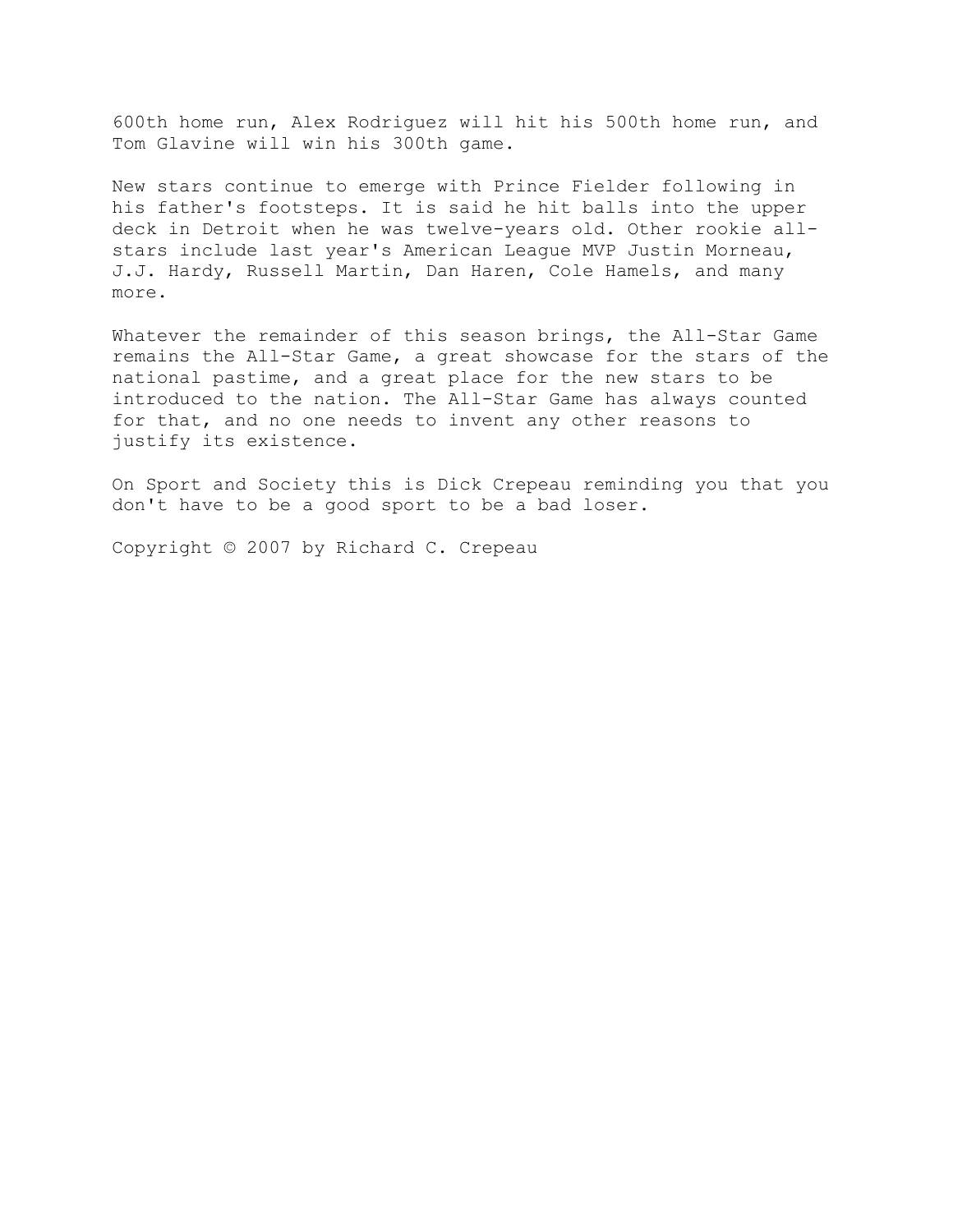600th home run, Alex Rodriguez will hit his 500th home run, and Tom Glavine will win his 300th game.

New stars continue to emerge with Prince Fielder following in his father's footsteps. It is said he hit balls into the upper deck in Detroit when he was twelve-years old. Other rookie all-stars include last year's American League MVP Justin Morneau, J.J. Hardy, Russell Martin, Dan Haren, Cole Hamels, and many more.

Whatever the remainder of this season brings, the All-Star Game remains the All-Star Game, a great showcase for the stars of the national pastime, and a great place for the new stars to be introduced to the nation. The All-Star Game has always counted for that, and no one needs to invent any other reasons to justify its existence.

On Sport and Society this is Dick Crepeau reminding you that you don't have to be a good sport to be a bad loser.

Copyright © 2007 by Richard C. Crepeau